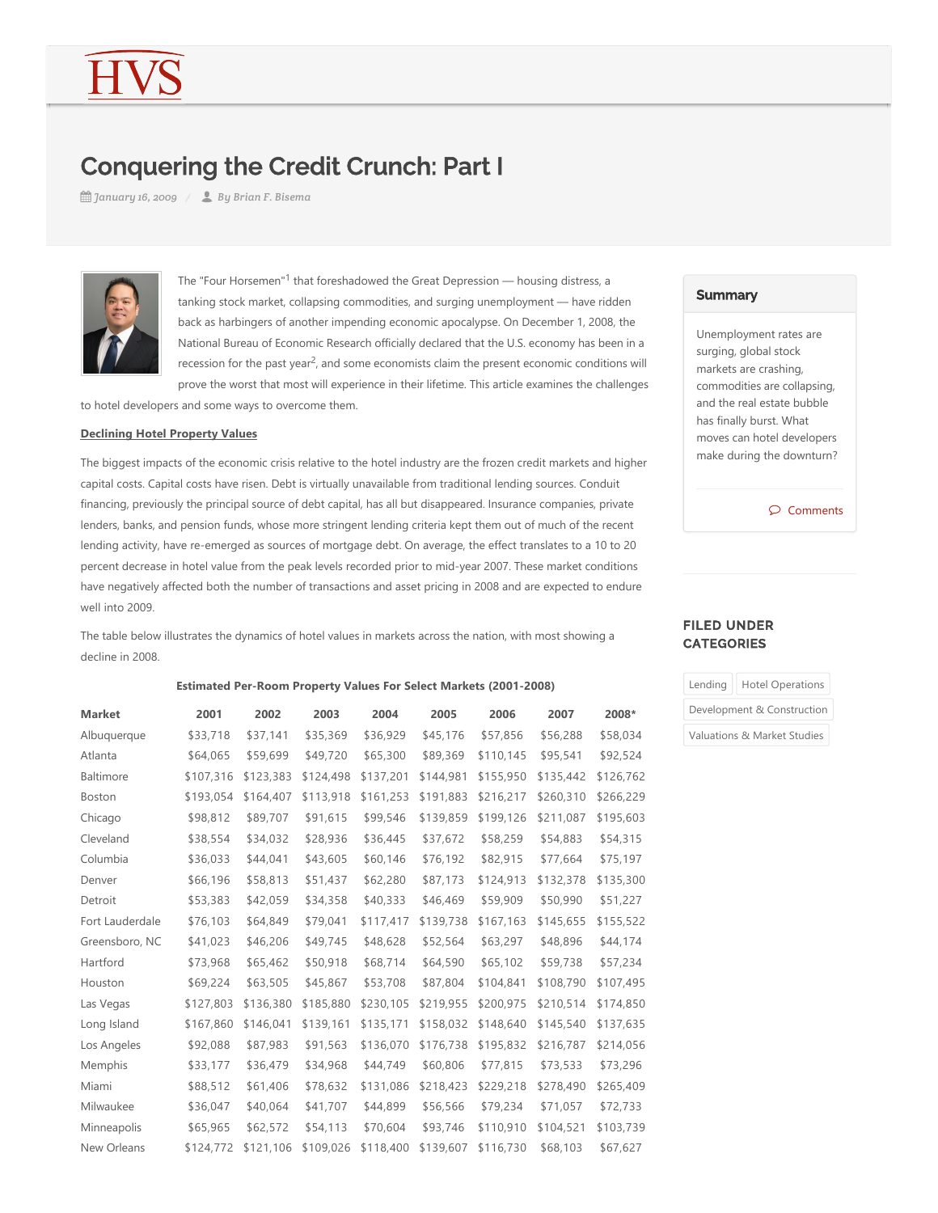# Conquering the Credit Crunch: Part I

*January 16, 2009* / *By Brian F. Bisema*

The "Four Horsemen"[1] that foreshadowed the Great Depression — housing distress, a tanking stock market, collapsing commodities, and surging unemployment — have ridden back as harbingers of another impending economic apocalypse. On December 1, 2008, the National Bureau of Economic Research officially declared that the U.S. economy has been in a recession for the past year[2], and some economists claim the present economic conditions will prove the worst that most will experience in their lifetime. This article examines the challenges to hotel developers and some ways to overcome them.

**Declining Hotel Property Values**

The biggest impacts of the economic crisis relative to the hotel industry are the frozen credit markets and higher capital costs. Capital costs have risen. Debt is virtually unavailable from traditional lending sources. Conduit financing, previously the principal source of debt capital, has all but disappeared. Insurance companies, private lenders, banks, and pension funds, whose more stringent lending criteria kept them out of much of the recent lending activity, have re-emerged as sources of mortgage debt. On average, the effect translates to a 10 to 20 percent decrease in hotel value from the peak levels recorded prior to mid-year 2007. These market conditions have negatively affected both the number of transactions and asset pricing in 2008 and are expected to endure well into 2009.

The table below illustrates the dynamics of hotel values in markets across the nation, with most showing a decline in 2008.

**Estimated Per-Room Property Values For Select Markets (2001-2008)**

| Market | 2001 | 2002 | 2003 | 2004 | 2005 | 2006 | 2007 | 2008* |
|---|---|---|---|---|---|---|---|---|
| Albuquerque | $33,718 | $37,141 | $35,369 | $36,929 | $45,176 | $57,856 | $56,288 | $58,034 |
| Atlanta | $64,065 | $59,699 | $49,720 | $65,300 | $89,369 | $110,145 | $95,541 | $92,524 |
| Baltimore | $107,316 | $123,383 | $124,498 | $137,201 | $144,981 | $155,950 | $135,442 | $126,762 |
| Boston | $193,054 | $164,407 | $113,918 | $161,253 | $191,883 | $216,217 | $260,310 | $266,229 |
| Chicago | $98,812 | $89,707 | $91,615 | $99,546 | $139,859 | $199,126 | $211,087 | $195,603 |
| Cleveland | $38,554 | $34,032 | $28,936 | $36,445 | $37,672 | $58,259 | $54,883 | $54,315 |
| Columbia | $36,033 | $44,041 | $43,605 | $60,146 | $76,192 | $82,915 | $77,664 | $75,197 |
| Denver | $66,196 | $58,813 | $51,437 | $62,280 | $87,173 | $124,913 | $132,378 | $135,300 |
| Detroit | $53,383 | $42,059 | $34,358 | $40,333 | $46,469 | $59,909 | $50,990 | $51,227 |
| Fort Lauderdale | $76,103 | $64,849 | $79,041 | $117,417 | $139,738 | $167,163 | $145,655 | $155,522 |
| Greensboro, NC | $41,023 | $46,206 | $49,745 | $48,628 | $52,564 | $63,297 | $48,896 | $44,174 |
| Hartford | $73,968 | $65,462 | $50,918 | $68,714 | $64,590 | $65,102 | $59,738 | $57,234 |
| Houston | $69,224 | $63,505 | $45,867 | $53,708 | $87,804 | $104,841 | $108,790 | $107,495 |
| Las Vegas | $127,803 | $136,380 | $185,880 | $230,105 | $219,955 | $200,975 | $210,514 | $174,850 |
| Long Island | $167,860 | $146,041 | $139,161 | $135,171 | $158,032 | $148,640 | $145,540 | $137,635 |
| Los Angeles | $92,088 | $87,983 | $91,563 | $136,070 | $176,738 | $195,832 | $216,787 | $214,056 |
| Memphis | $33,177 | $36,479 | $34,968 | $44,749 | $60,806 | $77,815 | $73,533 | $73,296 |
| Miami | $88,512 | $61,406 | $78,632 | $131,086 | $218,423 | $229,218 | $278,490 | $265,409 |
| Milwaukee | $36,047 | $40,064 | $41,707 | $44,899 | $56,566 | $79,234 | $71,057 | $72,733 |
| Minneapolis | $65,965 | $62,572 | $54,113 | $70,604 | $93,746 | $110,910 | $104,521 | $103,739 |
| New Orleans | $124,772 | $121,106 | $109,026 | $118,400 | $139,607 | $116,730 | $68,103 | $67,627 |

**Summary**

Unemployment rates are surging, global stock markets are crashing, commodities are collapsing, and the real estate bubble has finally burst. What moves can hotel developers make during the downturn?

**FILED UNDER CATEGORIES**

Lending | Hotel Operations | Development & Construction | Valuations & Market Studies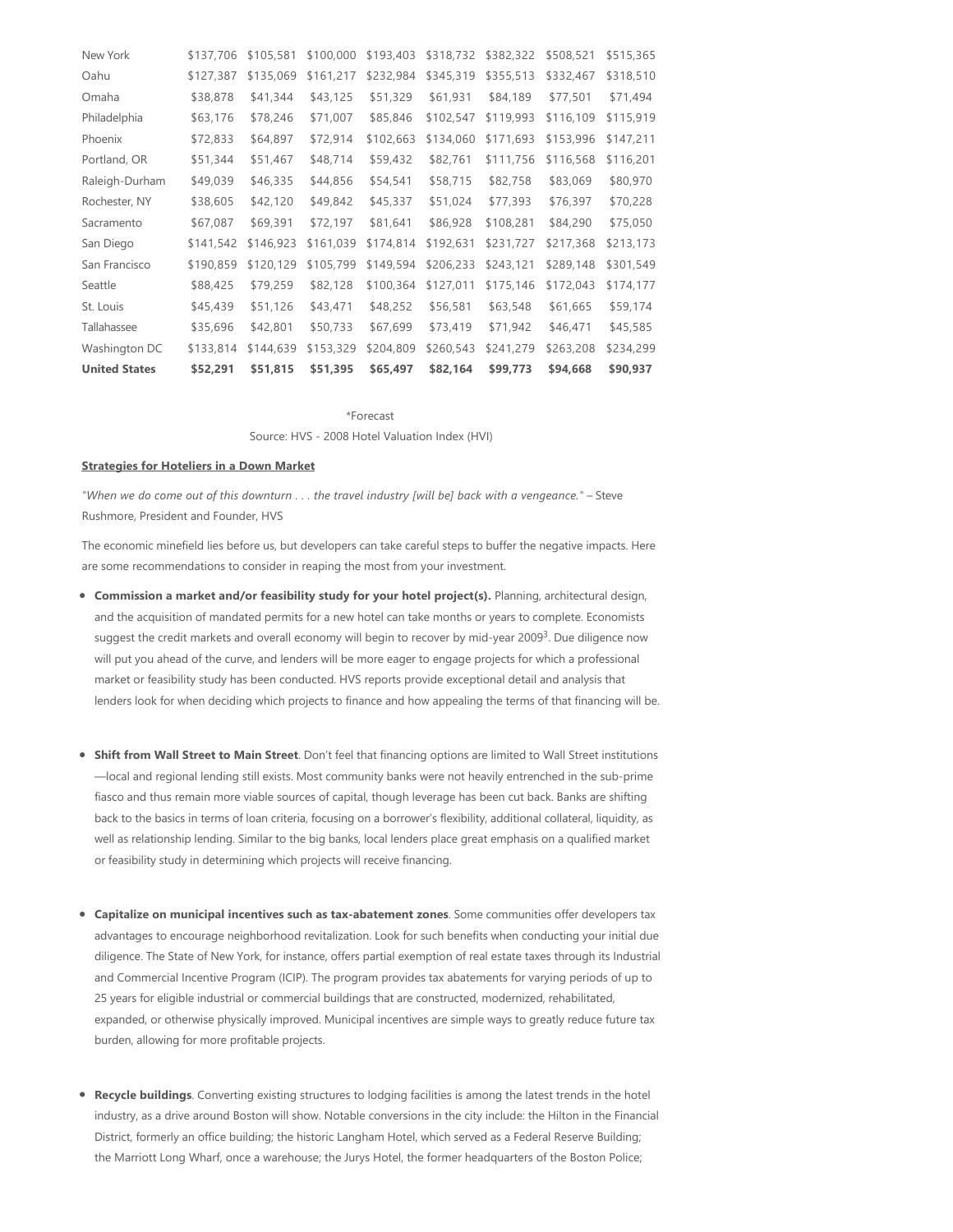| New York | \$137,706 | \$105,581 | \$100,000 | \$193,403 | \$318,732 | \$382,322 | \$508,521 | \$515,365 |
|---|---|---|---|---|---|---|---|---|
| Oahu | \$127,387 | \$135,069 | \$161,217 | \$232,984 | \$345,319 | \$355,513 | \$332,467 | \$318,510 |
| Omaha | \$38,878 | \$41,344 | \$43,125 | \$51,329 | \$61,931 | \$84,189 | \$77,501 | \$71,494 |
| Philadelphia | \$63,176 | \$78,246 | \$71,007 | \$85,846 | \$102,547 | \$119,993 | \$116,109 | \$115,919 |
| Phoenix | \$72,833 | \$64,897 | \$72,914 | \$102,663 | \$134,060 | \$171,693 | \$153,996 | \$147,211 |
| Portland, OR | \$51,344 | \$51,467 | \$48,714 | \$59,432 | \$82,761 | \$111,756 | \$116,568 | \$116,201 |
| Raleigh-Durham | \$49,039 | \$46,335 | \$44,856 | \$54,541 | \$58,715 | \$82,758 | \$83,069 | \$80,970 |
| Rochester, NY | \$38,605 | \$42,120 | \$49,842 | \$45,337 | \$51,024 | \$77,393 | \$76,397 | \$70,228 |
| Sacramento | \$67,087 | \$69,391 | \$72,197 | \$81,641 | \$86,928 | \$108,281 | \$84,290 | \$75,050 |
| San Diego | \$141,542 | \$146,923 | \$161,039 | \$174,814 | \$192,631 | \$231,727 | \$217,368 | \$213,173 |
| San Francisco | \$190,859 | \$120,129 | \$105,799 | \$149,594 | \$206,233 | \$243,121 | \$289,148 | \$301,549 |
| Seattle | \$88,425 | \$79,259 | \$82,128 | \$100,364 | \$127,011 | \$175,146 | \$172,043 | \$174,177 |
| St. Louis | \$45,439 | \$51,126 | \$43,471 | \$48,252 | \$56,581 | \$63,548 | \$61,665 | \$59,174 |
| Tallahassee | \$35,696 | \$42,801 | \$50,733 | \$67,699 | \$73,419 | \$71,942 | \$46,471 | \$45,585 |
| Washington DC | \$133,814 | \$144,639 | \$153,329 | \$204,809 | \$260,543 | \$241,279 | \$263,208 | \$234,299 |
| **United States** | **\$52,291** | **\$51,815** | **\$51,395** | **\$65,497** | **\$82,164** | **\$99,773** | **\$94,668** | **\$90,937** |

*Forecast

Source: HVS - 2008 Hotel Valuation Index (HVI)

**Strategies for Hoteliers in a Down Market**

*"When we do come out of this downturn . . . the travel industry [will be] back with a vengeance."* – Steve Rushmore, President and Founder, HVS

The economic minefield lies before us, but developers can take careful steps to buffer the negative impacts. Here are some recommendations to consider in reaping the most from your investment.

- **Commission a market and/or feasibility study for your hotel project(s).** Planning, architectural design, and the acquisition of mandated permits for a new hotel can take months or years to complete. Economists suggest the credit markets and overall economy will begin to recover by mid-year 2009[3]. Due diligence now will put you ahead of the curve, and lenders will be more eager to engage projects for which a professional market or feasibility study has been conducted. HVS reports provide exceptional detail and analysis that lenders look for when deciding which projects to finance and how appealing the terms of that financing will be.

- **Shift from Wall Street to Main Street**. Don't feel that financing options are limited to Wall Street institutions—local and regional lending still exists. Most community banks were not heavily entrenched in the sub-prime fiasco and thus remain more viable sources of capital, though leverage has been cut back. Banks are shifting back to the basics in terms of loan criteria, focusing on a borrower's flexibility, additional collateral, liquidity, as well as relationship lending. Similar to the big banks, local lenders place great emphasis on a qualified market or feasibility study in determining which projects will receive financing.

- **Capitalize on municipal incentives such as tax-abatement zones**. Some communities offer developers tax advantages to encourage neighborhood revitalization. Look for such benefits when conducting your initial due diligence. The State of New York, for instance, offers partial exemption of real estate taxes through its Industrial and Commercial Incentive Program (ICIP). The program provides tax abatements for varying periods of up to 25 years for eligible industrial or commercial buildings that are constructed, modernized, rehabilitated, expanded, or otherwise physically improved. Municipal incentives are simple ways to greatly reduce future tax burden, allowing for more profitable projects.

- **Recycle buildings**. Converting existing structures to lodging facilities is among the latest trends in the hotel industry, as a drive around Boston will show. Notable conversions in the city include: the Hilton in the Financial District, formerly an office building; the historic Langham Hotel, which served as a Federal Reserve Building; the Marriott Long Wharf, once a warehouse; the Jurys Hotel, the former headquarters of the Boston Police;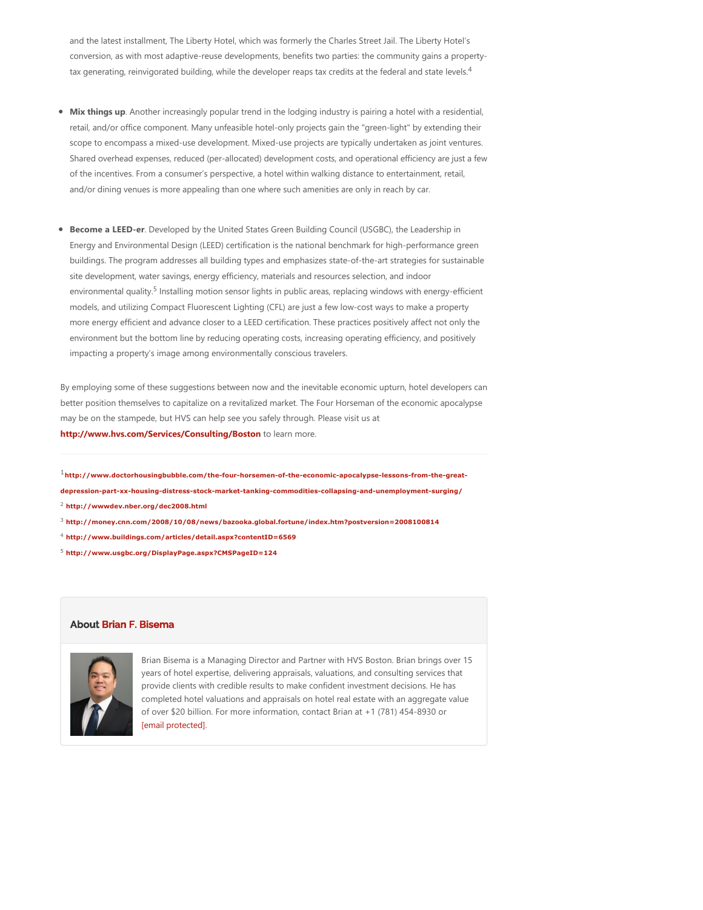and the latest installment, The Liberty Hotel, which was formerly the Charles Street Jail. The Liberty Hotel's conversion, as with most adaptive-reuse developments, benefits two parties: the community gains a property-tax generating, reinvigorated building, while the developer reaps tax credits at the federal and state levels.[4]

- **Mix things up**. Another increasingly popular trend in the lodging industry is pairing a hotel with a residential, retail, and/or office component. Many unfeasible hotel-only projects gain the "green-light" by extending their scope to encompass a mixed-use development. Mixed-use projects are typically undertaken as joint ventures. Shared overhead expenses, reduced (per-allocated) development costs, and operational efficiency are just a few of the incentives. From a consumer's perspective, a hotel within walking distance to entertainment, retail, and/or dining venues is more appealing than one where such amenities are only in reach by car.

- **Become a LEED-er**. Developed by the United States Green Building Council (USGBC), the Leadership in Energy and Environmental Design (LEED) certification is the national benchmark for high-performance green buildings. The program addresses all building types and emphasizes state-of-the-art strategies for sustainable site development, water savings, energy efficiency, materials and resources selection, and indoor environmental quality.[5] Installing motion sensor lights in public areas, replacing windows with energy-efficient models, and utilizing Compact Fluorescent Lighting (CFL) are just a few low-cost ways to make a property more energy efficient and advance closer to a LEED certification. These practices positively affect not only the environment but the bottom line by reducing operating costs, increasing operating efficiency, and positively impacting a property's image among environmentally conscious travelers.

By employing some of these suggestions between now and the inevitable economic upturn, hotel developers can better position themselves to capitalize on a revitalized market. The Four Horseman of the economic apocalypse may be on the stampede, but HVS can help see you safely through. Please visit us at **http://www.hvs.com/Services/Consulting/Boston** to learn more.

---

[1] http://www.doctorhousingbubble.com/the-four-horsemen-of-the-economic-apocalypse-lessons-from-the-great-depression-part-xx-housing-distress-stock-market-tanking-commodities-collapsing-and-unemployment-surging/

[2] http://wwwdev.nber.org/dec2008.html

[3] http://money.cnn.com/2008/10/08/news/bazooka.global.fortune/index.htm?postversion=2008100814

[4] http://www.buildings.com/articles/detail.aspx?contentID=6569

[5] http://www.usgbc.org/DisplayPage.aspx?CMSPageID=124

## About Brian F. Bisema

Brian Bisema is a Managing Director and Partner with HVS Boston. Brian brings over 15 years of hotel expertise, delivering appraisals, valuations, and consulting services that provide clients with credible results to make confident investment decisions. He has completed hotel valuations and appraisals on hotel real estate with an aggregate value of over $20 billion. For more information, contact Brian at +1 (781) 454-8930 or [email protected].